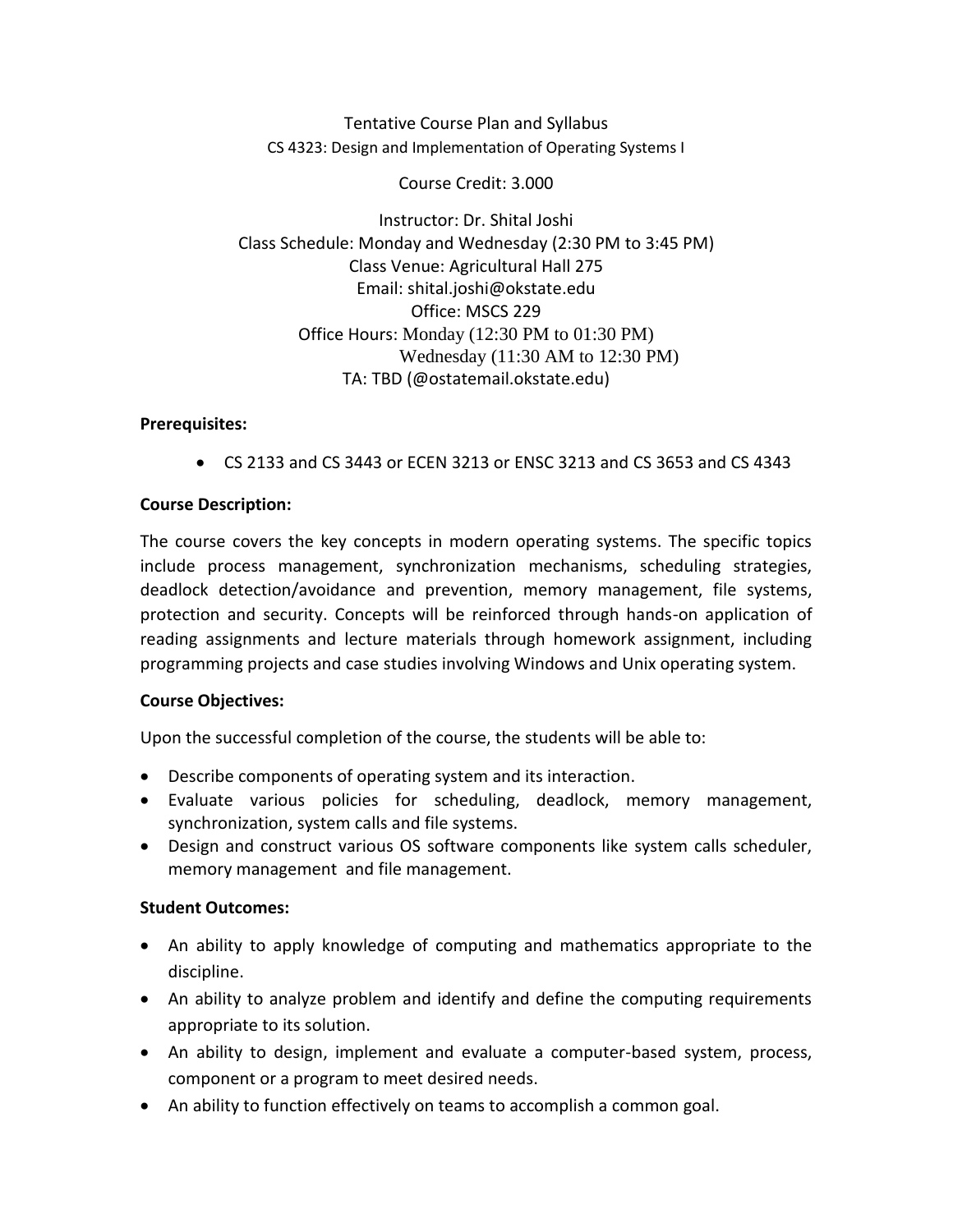Tentative Course Plan and Syllabus

CS 4323: Design and Implementation of Operating Systems I

Course Credit: 3.000

Instructor: Dr. Shital Joshi
Class Schedule: Monday and Wednesday (2:30 PM to 3:45 PM)
Class Venue: Agricultural Hall 275
Email: shital.joshi@okstate.edu
Office: MSCS 229
Office Hours: Monday (12:30 PM to 01:30 PM)
Wednesday (11:30 AM to 12:30 PM)
TA: TBD (@ostatemail.okstate.edu)

**Prerequisites:**

- CS 2133 and CS 3443 or ECEN 3213 or ENSC 3213 and CS 3653 and CS 4343

**Course Description:**

The course covers the key concepts in modern operating systems. The specific topics include process management, synchronization mechanisms, scheduling strategies, deadlock detection/avoidance and prevention, memory management, file systems, protection and security. Concepts will be reinforced through hands-on application of reading assignments and lecture materials through homework assignment, including programming projects and case studies involving Windows and Unix operating system.

**Course Objectives:**

Upon the successful completion of the course, the students will be able to:

- Describe components of operating system and its interaction.
- Evaluate various policies for scheduling, deadlock, memory management, synchronization, system calls and file systems.
- Design and construct various OS software components like system calls scheduler, memory management and file management.

**Student Outcomes:**

- An ability to apply knowledge of computing and mathematics appropriate to the discipline.
- An ability to analyze problem and identify and define the computing requirements appropriate to its solution.
- An ability to design, implement and evaluate a computer-based system, process, component or a program to meet desired needs.
- An ability to function effectively on teams to accomplish a common goal.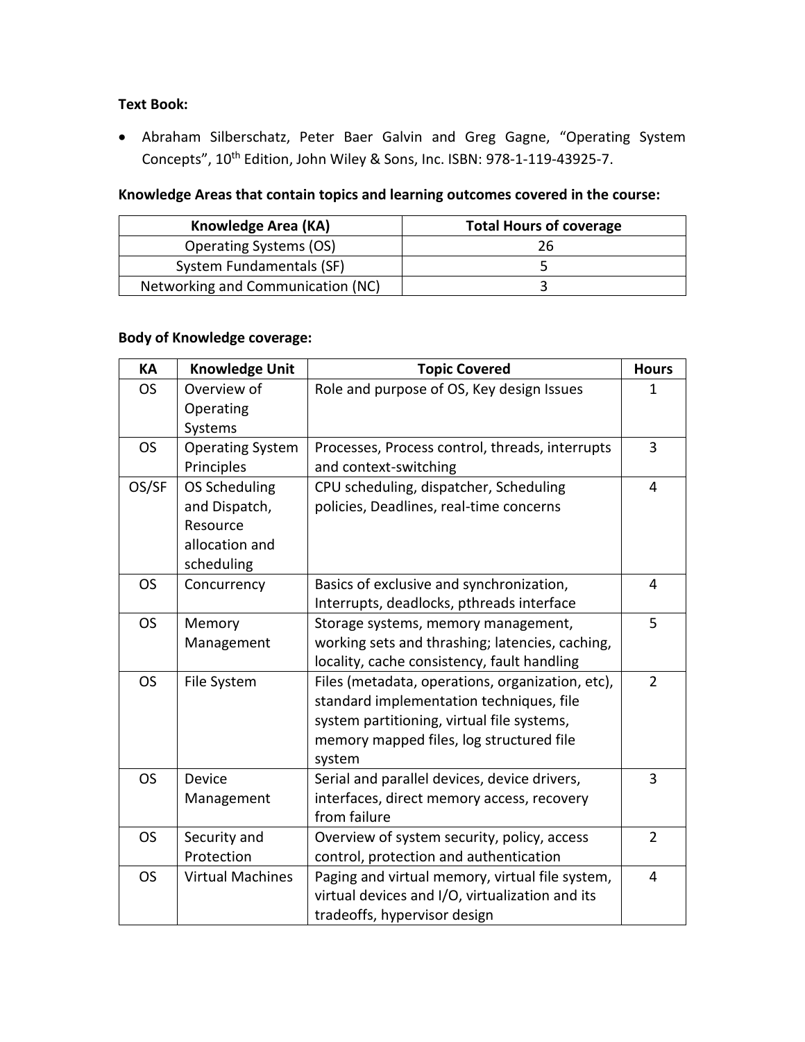**Text Book:**

- Abraham Silberschatz, Peter Baer Galvin and Greg Gagne, "Operating System Concepts", 10th Edition, John Wiley & Sons, Inc. ISBN: 978-1-119-43925-7.

**Knowledge Areas that contain topics and learning outcomes covered in the course:**

| Knowledge Area (KA) | Total Hours of coverage |
|---|---|
| Operating Systems (OS) | 26 |
| System Fundamentals (SF) | 5 |
| Networking and Communication (NC) | 3 |

**Body of Knowledge coverage:**

| KA | Knowledge Unit | Topic Covered | Hours |
|---|---|---|---|
| OS | Overview of Operating Systems | Role and purpose of OS, Key design Issues | 1 |
| OS | Operating System Principles | Processes, Process control, threads, interrupts and context-switching | 3 |
| OS/SF | OS Scheduling and Dispatch, Resource allocation and scheduling | CPU scheduling, dispatcher, Scheduling policies, Deadlines, real-time concerns | 4 |
| OS | Concurrency | Basics of exclusive and synchronization, Interrupts, deadlocks, pthreads interface | 4 |
| OS | Memory Management | Storage systems, memory management, working sets and thrashing; latencies, caching, locality, cache consistency, fault handling | 5 |
| OS | File System | Files (metadata, operations, organization, etc), standard implementation techniques, file system partitioning, virtual file systems, memory mapped files, log structured file system | 2 |
| OS | Device Management | Serial and parallel devices, device drivers, interfaces, direct memory access, recovery from failure | 3 |
| OS | Security and Protection | Overview of system security, policy, access control, protection and authentication | 2 |
| OS | Virtual Machines | Paging and virtual memory, virtual file system, virtual devices and I/O, virtualization and its tradeoffs, hypervisor design | 4 |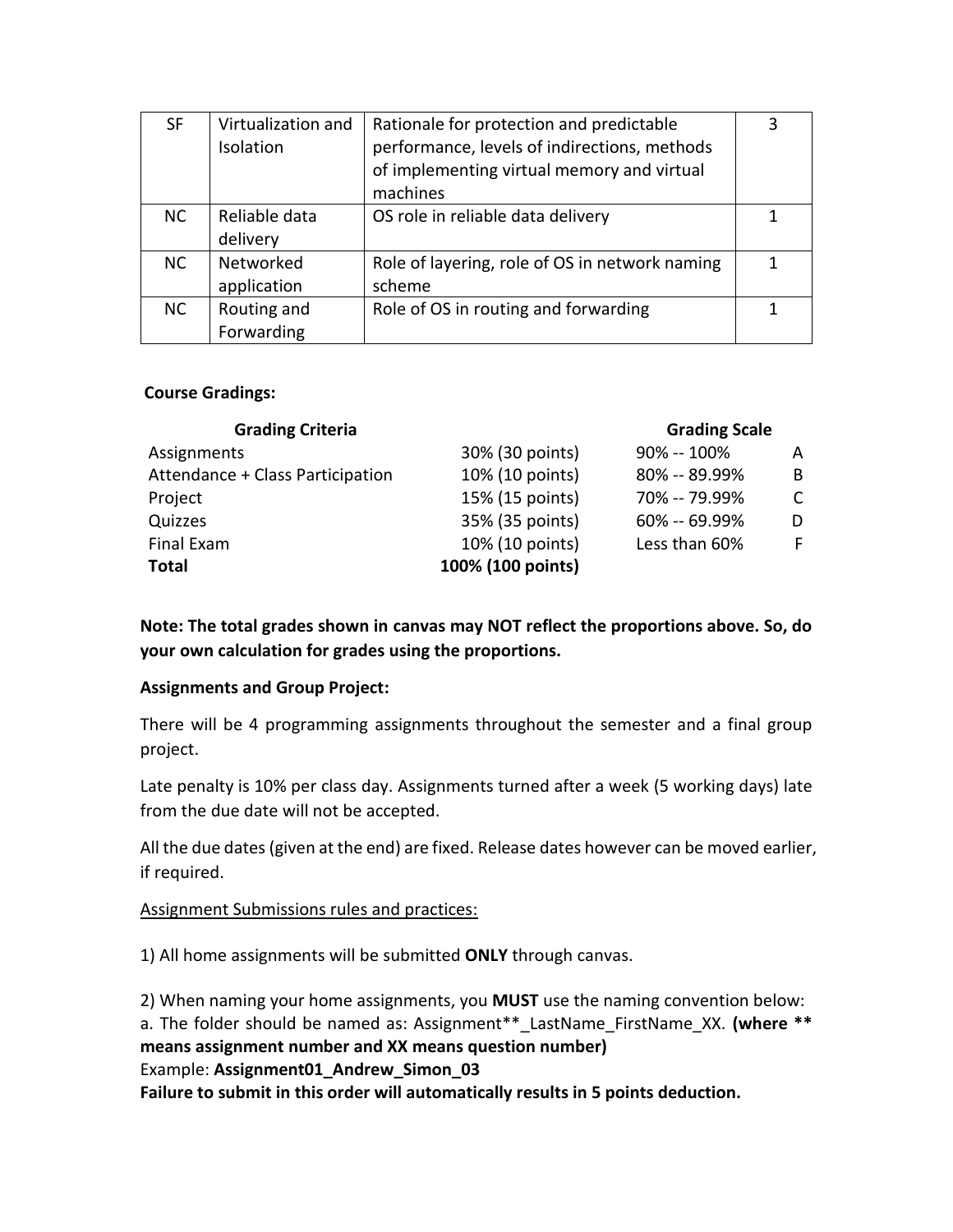| SF | Virtualization and Isolation | Rationale for protection and predictable performance, levels of indirections, methods of implementing virtual memory and virtual machines | 3 |
|---|---|---|---|
| NC | Reliable data delivery | OS role in reliable data delivery | 1 |
| NC | Networked application | Role of layering, role of OS in network naming scheme | 1 |
| NC | Routing and Forwarding | Role of OS in routing and forwarding | 1 |

**Course Gradings:**

| Grading Criteria | | Grading Scale | |
|---|---|---|---|
| Assignments | 30% (30 points) | 90% -- 100% | A |
| Attendance + Class Participation | 10% (10 points) | 80% -- 89.99% | B |
| Project | 15% (15 points) | 70% -- 79.99% | C |
| Quizzes | 35% (35 points) | 60% -- 69.99% | D |
| Final Exam | 10% (10 points) | Less than 60% | F |
| **Total** | **100% (100 points)** | | |

**Note: The total grades shown in canvas may NOT reflect the proportions above. So, do your own calculation for grades using the proportions.**

**Assignments and Group Project:**

There will be 4 programming assignments throughout the semester and a final group project.

Late penalty is 10% per class day. Assignments turned after a week (5 working days) late from the due date will not be accepted.

All the due dates (given at the end) are fixed. Release dates however can be moved earlier, if required.

Assignment Submissions rules and practices:

1) All home assignments will be submitted **ONLY** through canvas.

2) When naming your home assignments, you **MUST** use the naming convention below:
a. The folder should be named as: Assignment**_LastName_FirstName_XX. **(where ** means assignment number and XX means question number)**
Example: **Assignment01_Andrew_Simon_03**
**Failure to submit in this order will automatically results in 5 points deduction.**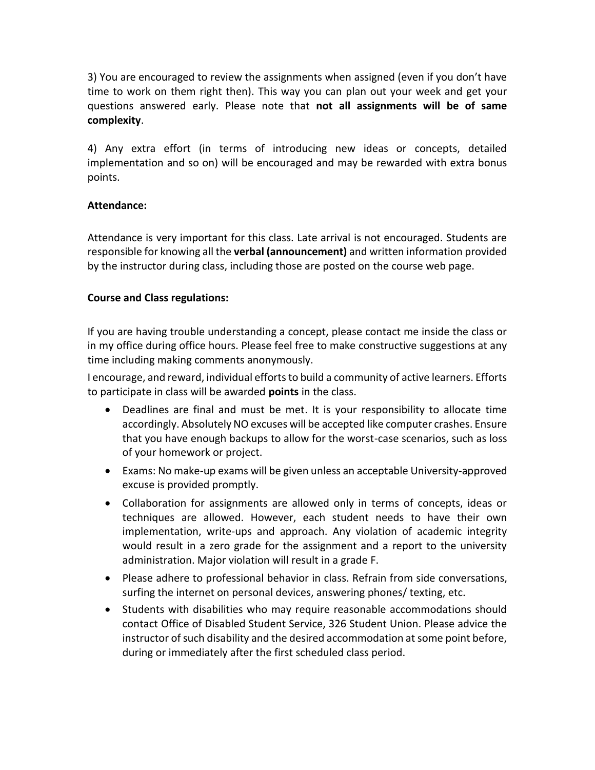3) You are encouraged to review the assignments when assigned (even if you don't have time to work on them right then). This way you can plan out your week and get your questions answered early. Please note that **not all assignments will be of same complexity**.

4) Any extra effort (in terms of introducing new ideas or concepts, detailed implementation and so on) will be encouraged and may be rewarded with extra bonus points.

**Attendance:**

Attendance is very important for this class. Late arrival is not encouraged. Students are responsible for knowing all the **verbal (announcement)** and written information provided by the instructor during class, including those are posted on the course web page.

**Course and Class regulations:**

If you are having trouble understanding a concept, please contact me inside the class or in my office during office hours. Please feel free to make constructive suggestions at any time including making comments anonymously.

I encourage, and reward, individual efforts to build a community of active learners. Efforts to participate in class will be awarded **points** in the class.

- Deadlines are final and must be met. It is your responsibility to allocate time accordingly. Absolutely NO excuses will be accepted like computer crashes. Ensure that you have enough backups to allow for the worst-case scenarios, such as loss of your homework or project.
- Exams: No make-up exams will be given unless an acceptable University-approved excuse is provided promptly.
- Collaboration for assignments are allowed only in terms of concepts, ideas or techniques are allowed. However, each student needs to have their own implementation, write-ups and approach. Any violation of academic integrity would result in a zero grade for the assignment and a report to the university administration. Major violation will result in a grade F.
- Please adhere to professional behavior in class. Refrain from side conversations, surfing the internet on personal devices, answering phones/ texting, etc.
- Students with disabilities who may require reasonable accommodations should contact Office of Disabled Student Service, 326 Student Union. Please advice the instructor of such disability and the desired accommodation at some point before, during or immediately after the first scheduled class period.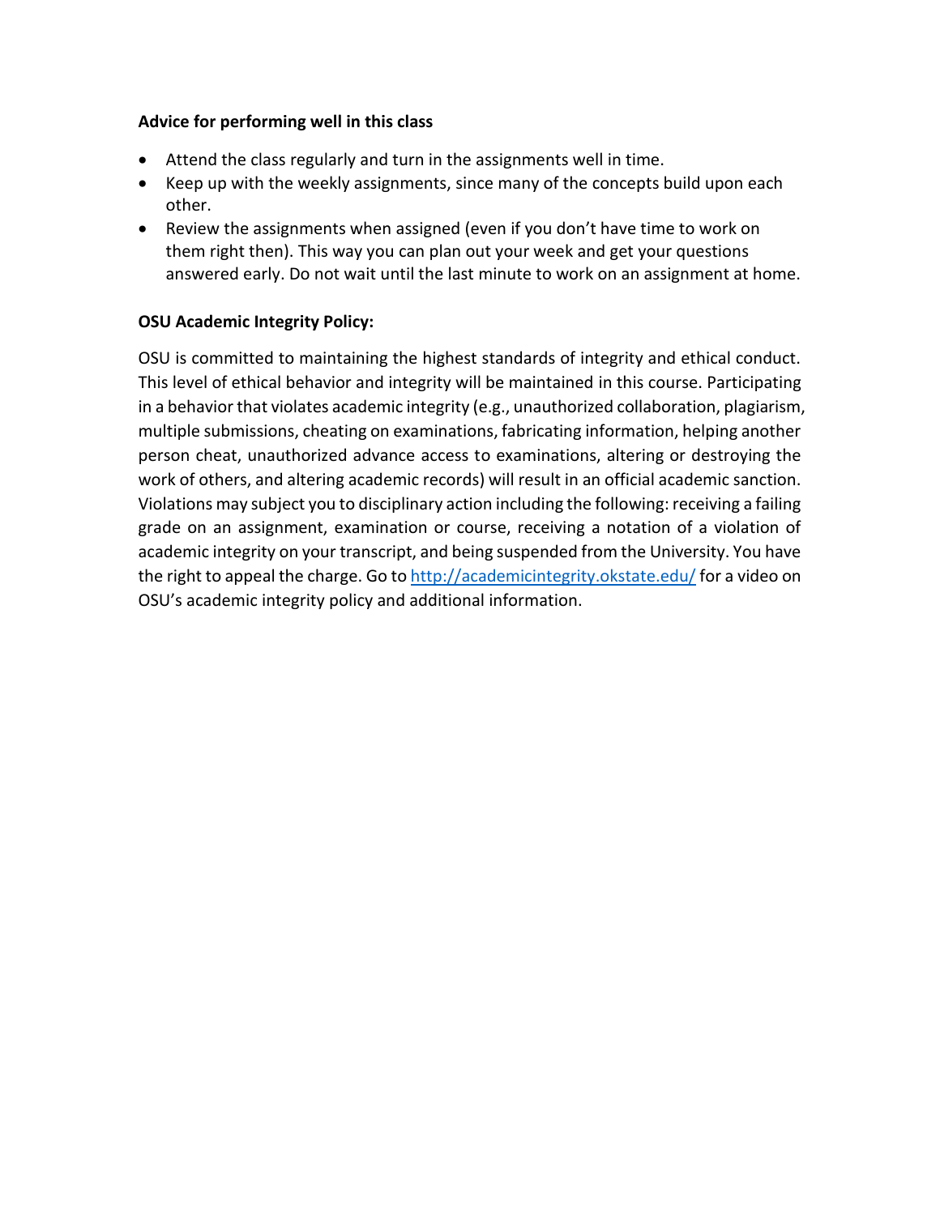**Advice for performing well in this class**

- Attend the class regularly and turn in the assignments well in time.
- Keep up with the weekly assignments, since many of the concepts build upon each other.
- Review the assignments when assigned (even if you don't have time to work on them right then). This way you can plan out your week and get your questions answered early. Do not wait until the last minute to work on an assignment at home.

**OSU Academic Integrity Policy:**

OSU is committed to maintaining the highest standards of integrity and ethical conduct. This level of ethical behavior and integrity will be maintained in this course. Participating in a behavior that violates academic integrity (e.g., unauthorized collaboration, plagiarism, multiple submissions, cheating on examinations, fabricating information, helping another person cheat, unauthorized advance access to examinations, altering or destroying the work of others, and altering academic records) will result in an official academic sanction. Violations may subject you to disciplinary action including the following: receiving a failing grade on an assignment, examination or course, receiving a notation of a violation of academic integrity on your transcript, and being suspended from the University. You have the right to appeal the charge. Go to http://academicintegrity.okstate.edu/ for a video on OSU's academic integrity policy and additional information.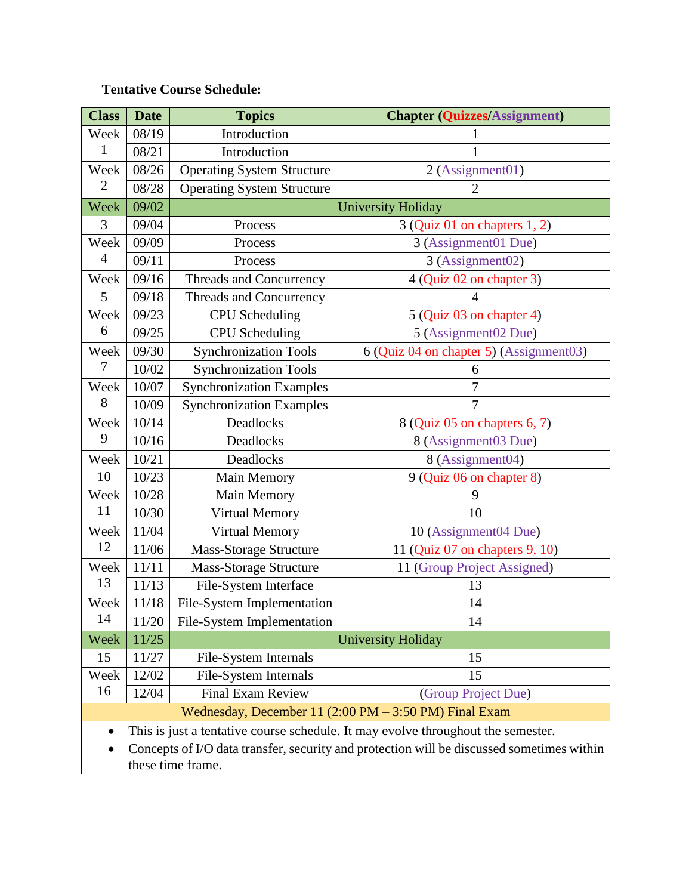**Tentative Course Schedule:**

| Class | Date | Topics | Chapter (Quizzes/Assignment) |
|---|---|---|---|
| Week 1 | 08/19 | Introduction | 1 |
| | 08/21 | Introduction | 1 |
| Week 2 | 08/26 | Operating System Structure | 2 (Assignment01) |
| | 08/28 | Operating System Structure | 2 |
| Week 3 | 09/02 | University Holiday | |
| | 09/04 | Process | 3 (Quiz 01 on chapters 1, 2) |
| Week 4 | 09/09 | Process | 3 (Assignment01 Due) |
| | 09/11 | Process | 3 (Assignment02) |
| Week 5 | 09/16 | Threads and Concurrency | 4 (Quiz 02 on chapter 3) |
| | 09/18 | Threads and Concurrency | 4 |
| Week 6 | 09/23 | CPU Scheduling | 5 (Quiz 03 on chapter 4) |
| | 09/25 | CPU Scheduling | 5 (Assignment02 Due) |
| Week 7 | 09/30 | Synchronization Tools | 6 (Quiz 04 on chapter 5) (Assignment03) |
| | 10/02 | Synchronization Tools | 6 |
| Week 8 | 10/07 | Synchronization Examples | 7 |
| | 10/09 | Synchronization Examples | 7 |
| Week 9 | 10/14 | Deadlocks | 8 (Quiz 05 on chapters 6, 7) |
| | 10/16 | Deadlocks | 8 (Assignment03 Due) |
| Week 10 | 10/21 | Deadlocks | 8 (Assignment04) |
| | 10/23 | Main Memory | 9 (Quiz 06 on chapter 8) |
| Week 11 | 10/28 | Main Memory | 9 |
| | 10/30 | Virtual Memory | 10 |
| Week 12 | 11/04 | Virtual Memory | 10 (Assignment04 Due) |
| | 11/06 | Mass-Storage Structure | 11 (Quiz 07 on chapters 9, 10) |
| Week 13 | 11/11 | Mass-Storage Structure | 11 (Group Project Assigned) |
| | 11/13 | File-System Interface | 13 |
| Week 14 | 11/18 | File-System Implementation | 14 |
| | 11/20 | File-System Implementation | 14 |
| Week 15 | 11/25 | University Holiday | |
| | 11/27 | File-System Internals | 15 |
| Week 16 | 12/02 | File-System Internals | 15 |
| | 12/04 | Final Exam Review | (Group Project Due) |
| Wednesday, December 11 (2:00 PM – 3:50 PM) Final Exam | | | |

- This is just a tentative course schedule. It may evolve throughout the semester.
- Concepts of I/O data transfer, security and protection will be discussed sometimes within these time frame.